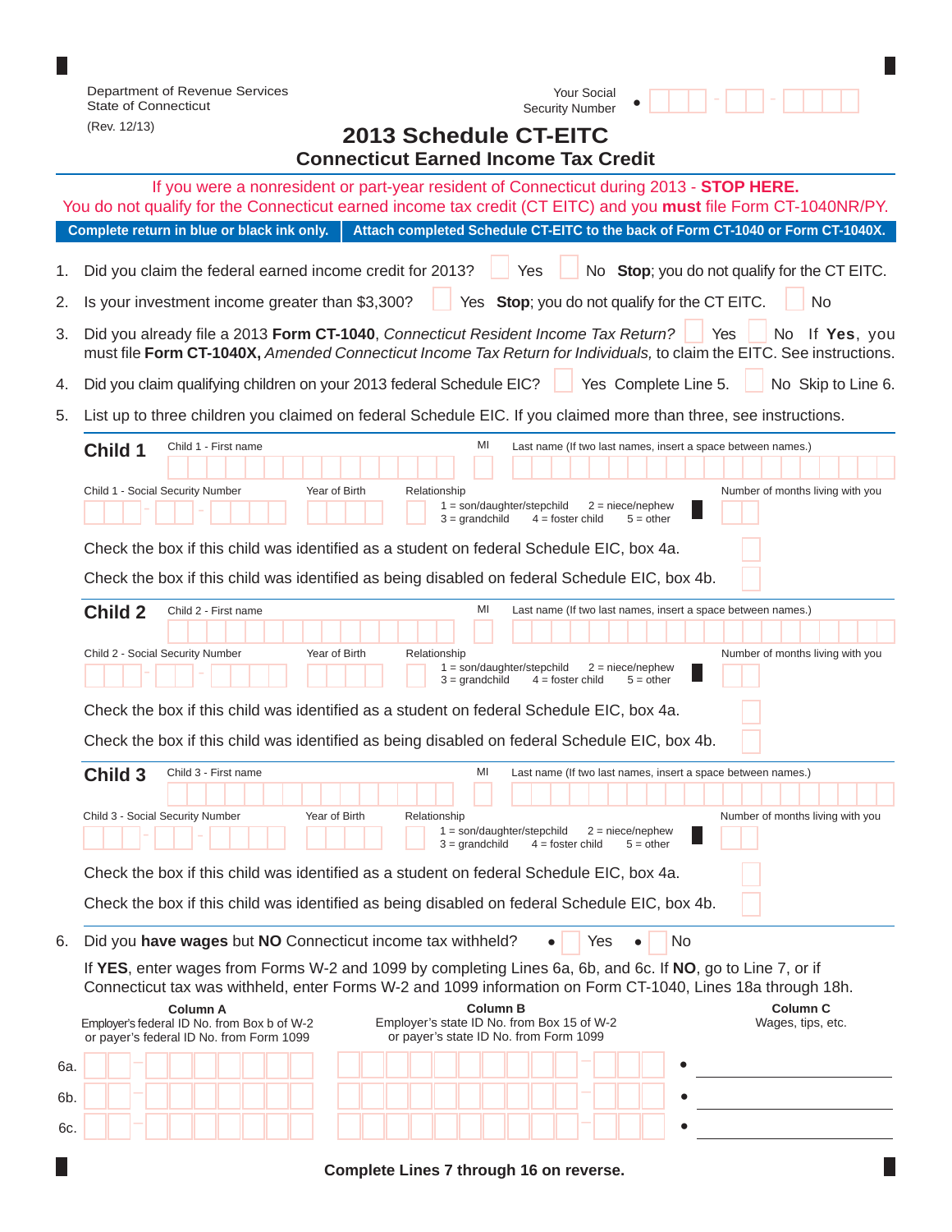Department of Revenue Services
State of Connecticut
(Rev. 12/13)

Your Social Security Number • ___ - __ - ____

# 2013 Schedule CT-EITC

## Connecticut Earned Income Tax Credit

If you were a nonresident or part-year resident of Connecticut during 2013 - **STOP HERE.**
You do not qualify for the Connecticut earned income tax credit (CT EITC) and you **must** file Form CT-1040NR/PY.

**Complete return in blue or black ink only.** | **Attach completed Schedule CT-EITC to the back of Form CT-1040 or Form CT-1040X.**

1. Did you claim the federal earned income credit for 2013? ☐ Yes ☐ No **Stop**; you do not qualify for the CT EITC.
2. Is your investment income greater than $3,300? ☐ Yes **Stop**; you do not qualify for the CT EITC. ☐ No
3. Did you already file a 2013 **Form CT-1040**, *Connecticut Resident Income Tax Return?* ☐ Yes ☐ No If **Yes**, you must file **Form CT-1040X,** *Amended Connecticut Income Tax Return for Individuals,* to claim the EITC. See instructions.
4. Did you claim qualifying children on your 2013 federal Schedule EIC? ☐ Yes Complete Line 5. ☐ No Skip to Line 6.
5. List up to three children you claimed on federal Schedule EIC. If you claimed more than three, see instructions.

**Child 1**

Child 1 - First name | MI | Last name (If two last names, insert a space between names.)

Child 1 - Social Security Number | Year of Birth | Relationship (1 = son/daughter/stepchild 2 = niece/nephew 3 = grandchild 4 = foster child 5 = other) | Number of months living with you

Check the box if this child was identified as a student on federal Schedule EIC, box 4a. ☐

Check the box if this child was identified as being disabled on federal Schedule EIC, box 4b. ☐

**Child 2**

Child 2 - First name | MI | Last name (If two last names, insert a space between names.)

Child 2 - Social Security Number | Year of Birth | Relationship (1 = son/daughter/stepchild 2 = niece/nephew 3 = grandchild 4 = foster child 5 = other) | Number of months living with you

Check the box if this child was identified as a student on federal Schedule EIC, box 4a. ☐

Check the box if this child was identified as being disabled on federal Schedule EIC, box 4b. ☐

**Child 3**

Child 3 - First name | MI | Last name (If two last names, insert a space between names.)

Child 3 - Social Security Number | Year of Birth | Relationship (1 = son/daughter/stepchild 2 = niece/nephew 3 = grandchild 4 = foster child 5 = other) | Number of months living with you

Check the box if this child was identified as a student on federal Schedule EIC, box 4a. ☐

Check the box if this child was identified as being disabled on federal Schedule EIC, box 4b. ☐

6. Did you **have wages** but **NO** Connecticut income tax withheld? • ☐ Yes • ☐ No

If **YES**, enter wages from Forms W-2 and 1099 by completing Lines 6a, 6b, and 6c. If **NO**, go to Line 7, or if Connecticut tax was withheld, enter Forms W-2 and 1099 information on Form CT-1040, Lines 18a through 18h.

| | Column A<br>Employer's federal ID No. from Box b of W-2 or payer's federal ID No. from Form 1099 | Column B<br>Employer's state ID No. from Box 15 of W-2 or payer's state ID No. from Form 1099 | Column C<br>Wages, tips, etc. |
|---|---|---|---|
| 6a. | | | • |
| 6b. | | | • |
| 6c. | | | • |

**Complete Lines 7 through 16 on reverse.**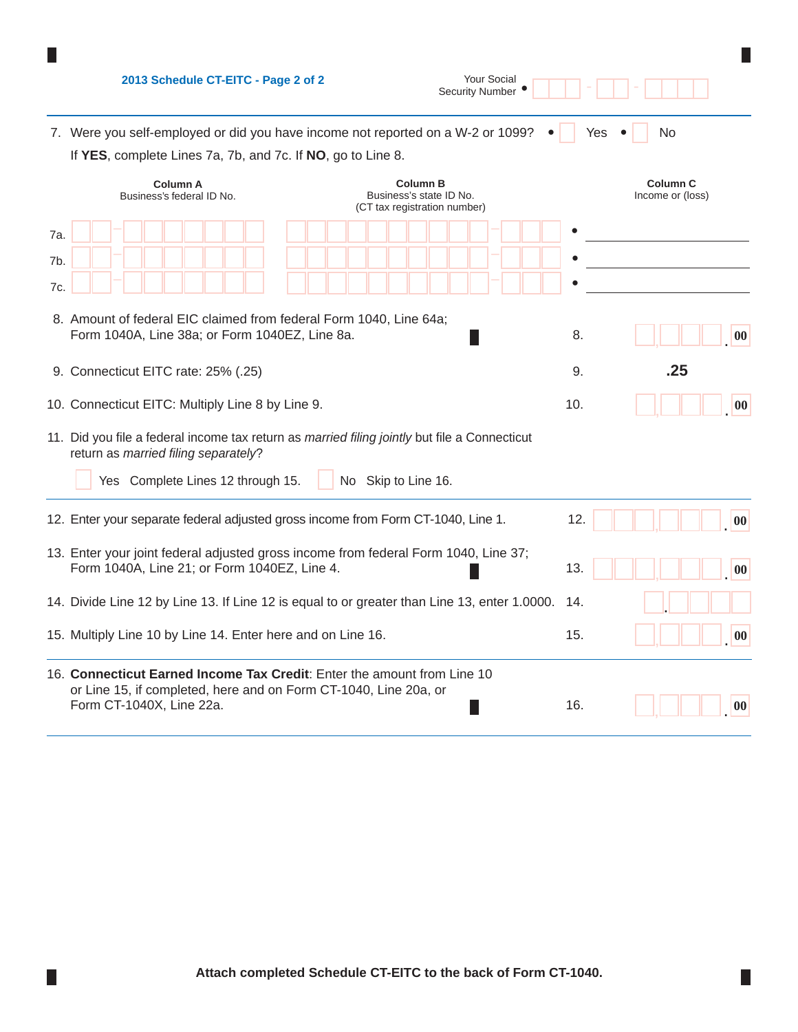**2013 Schedule CT-EITC - Page 2 of 2**

Your Social Security Number •

7. Were you self-employed or did you have income not reported on a W-2 or 1099? • Yes • No
   If **YES**, complete Lines 7a, 7b, and 7c. If **NO**, go to Line 8.

| | Column A<br>Business's federal ID No. | Column B<br>Business's state ID No.<br>(CT tax registration number) | Column C<br>Income or (loss) |
|---|---|---|---|
| 7a. | | | • |
| 7b. | | | • |
| 7c. | | | • |

8. Amount of federal EIC claimed from federal Form 1040, Line 64a; Form 1040A, Line 38a; or Form 1040EZ, Line 8a. — 8. .00

9. Connecticut EITC rate: 25% (.25) — 9. .25

10. Connecticut EITC: Multiply Line 8 by Line 9. — 10. .00

11. Did you file a federal income tax return as *married filing jointly* but file a Connecticut return as *married filing separately*?

   Yes Complete Lines 12 through 15. No Skip to Line 16.

12. Enter your separate federal adjusted gross income from Form CT-1040, Line 1. — 12. .00

13. Enter your joint federal adjusted gross income from federal Form 1040, Line 37; Form 1040A, Line 21; or Form 1040EZ, Line 4. — 13. .00

14. Divide Line 12 by Line 13. If Line 12 is equal to or greater than Line 13, enter 1.0000. — 14. .

15. Multiply Line 10 by Line 14. Enter here and on Line 16. — 15. .00

16. **Connecticut Earned Income Tax Credit**: Enter the amount from Line 10 or Line 15, if completed, here and on Form CT-1040, Line 20a, or Form CT-1040X, Line 22a. — 16. .00

**Attach completed Schedule CT-EITC to the back of Form CT-1040.**